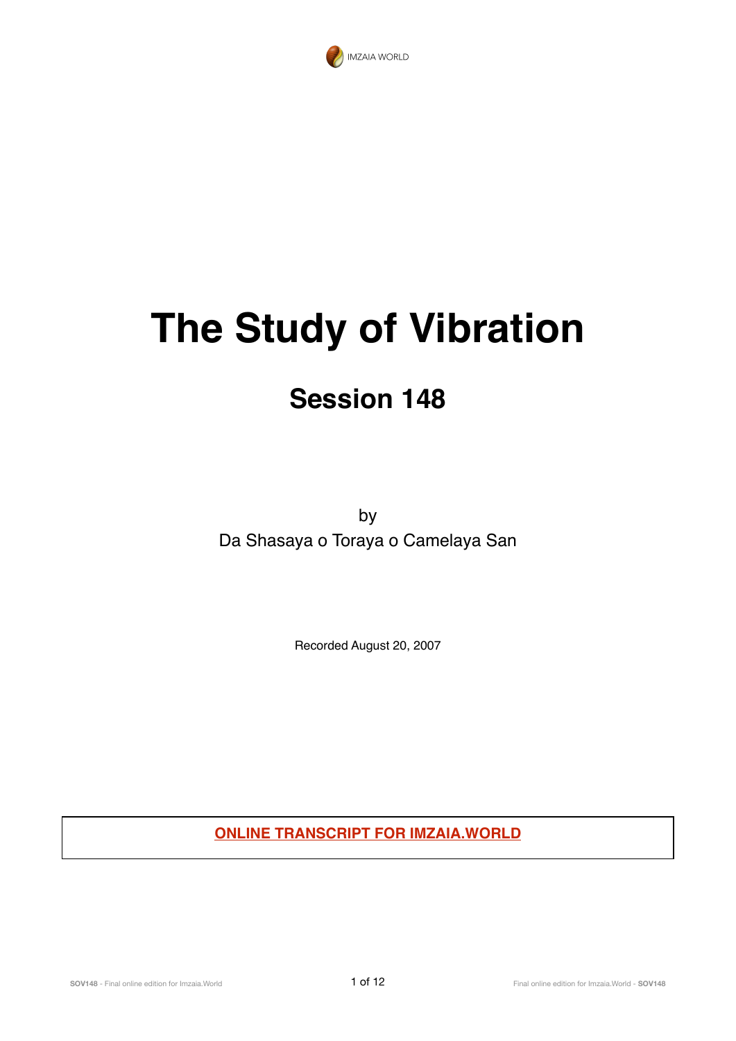IMZAIA WORLD

# The Study of Vibration

## Session 148

by

Da Shasaya o Toraya o Camelaya San

Recorded August 20, 2007

**ONLINE TRANSCRIPT FOR IMZAIA.WORLD**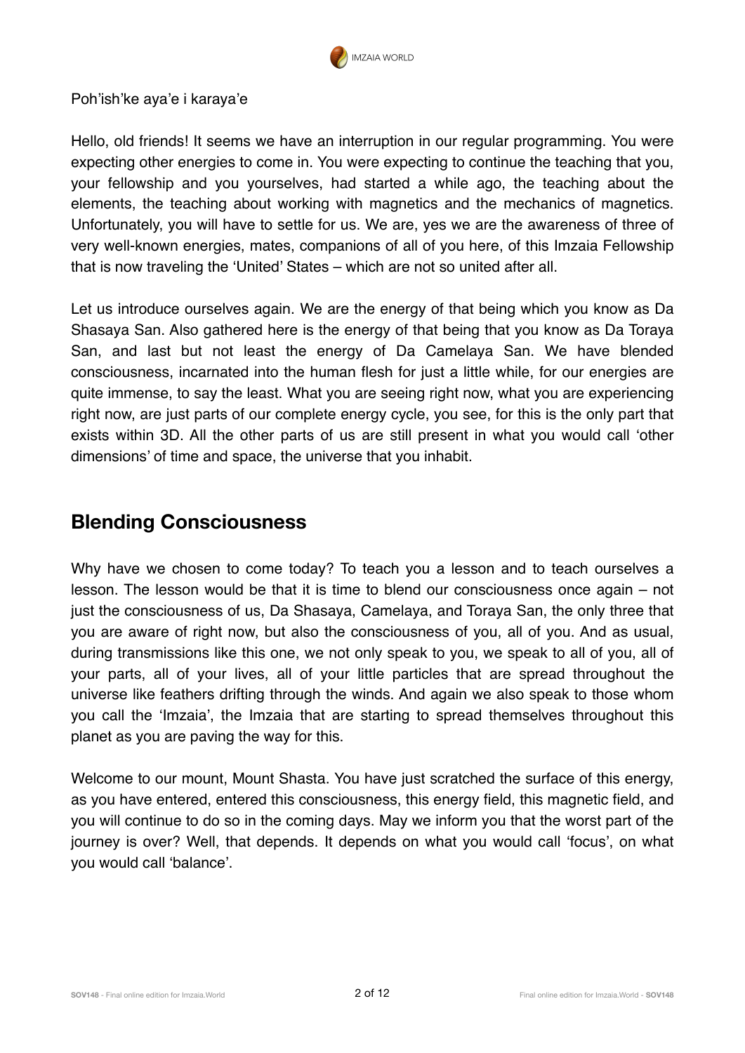Poh'ish'ke aya'e i karaya'e

Hello, old friends! It seems we have an interruption in our regular programming. You were expecting other energies to come in. You were expecting to continue the teaching that you, your fellowship and you yourselves, had started a while ago, the teaching about the elements, the teaching about working with magnetics and the mechanics of magnetics. Unfortunately, you will have to settle for us. We are, yes we are the awareness of three of very well-known energies, mates, companions of all of you here, of this Imzaia Fellowship that is now traveling the 'United' States – which are not so united after all.

Let us introduce ourselves again. We are the energy of that being which you know as Da Shasaya San. Also gathered here is the energy of that being that you know as Da Toraya San, and last but not least the energy of Da Camelaya San. We have blended consciousness, incarnated into the human flesh for just a little while, for our energies are quite immense, to say the least. What you are seeing right now, what you are experiencing right now, are just parts of our complete energy cycle, you see, for this is the only part that exists within 3D. All the other parts of us are still present in what you would call 'other dimensions' of time and space, the universe that you inhabit.

## Blending Consciousness

Why have we chosen to come today? To teach you a lesson and to teach ourselves a lesson. The lesson would be that it is time to blend our consciousness once again – not just the consciousness of us, Da Shasaya, Camelaya, and Toraya San, the only three that you are aware of right now, but also the consciousness of you, all of you. And as usual, during transmissions like this one, we not only speak to you, we speak to all of you, all of your parts, all of your lives, all of your little particles that are spread throughout the universe like feathers drifting through the winds. And again we also speak to those whom you call the 'Imzaia', the Imzaia that are starting to spread themselves throughout this planet as you are paving the way for this.

Welcome to our mount, Mount Shasta. You have just scratched the surface of this energy, as you have entered, entered this consciousness, this energy field, this magnetic field, and you will continue to do so in the coming days. May we inform you that the worst part of the journey is over? Well, that depends. It depends on what you would call 'focus', on what you would call 'balance'.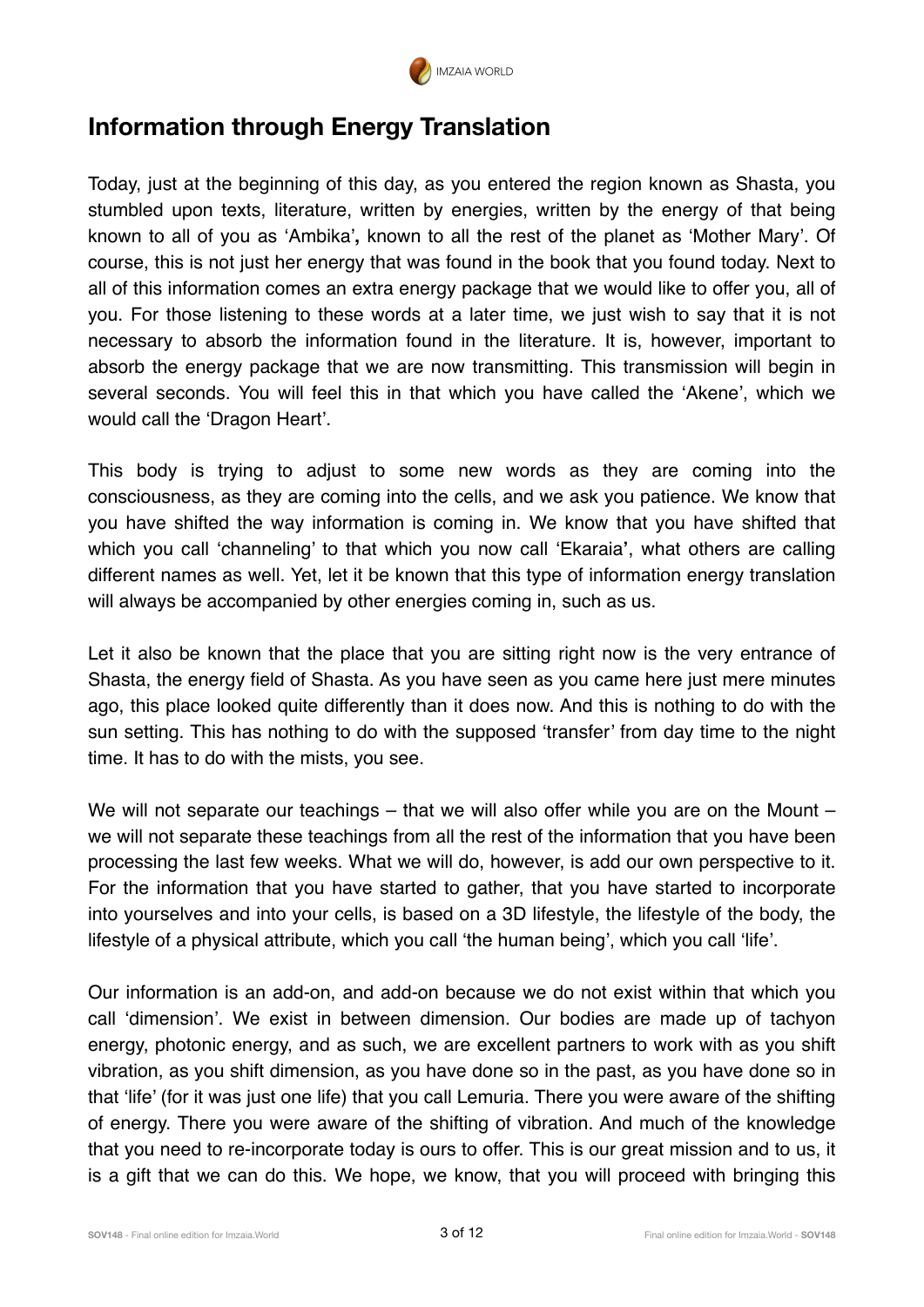## Information through Energy Translation

Today, just at the beginning of this day, as you entered the region known as Shasta, you stumbled upon texts, literature, written by energies, written by the energy of that being known to all of you as 'Ambika'**,** known to all the rest of the planet as 'Mother Mary'. Of course, this is not just her energy that was found in the book that you found today. Next to all of this information comes an extra energy package that we would like to offer you, all of you. For those listening to these words at a later time, we just wish to say that it is not necessary to absorb the information found in the literature. It is, however, important to absorb the energy package that we are now transmitting. This transmission will begin in several seconds. You will feel this in that which you have called the 'Akene', which we would call the 'Dragon Heart'.

This body is trying to adjust to some new words as they are coming into the consciousness, as they are coming into the cells, and we ask you patience. We know that you have shifted the way information is coming in. We know that you have shifted that which you call 'channeling' to that which you now call 'Ekaraia**'**, what others are calling different names as well. Yet, let it be known that this type of information energy translation will always be accompanied by other energies coming in, such as us.

Let it also be known that the place that you are sitting right now is the very entrance of Shasta, the energy field of Shasta. As you have seen as you came here just mere minutes ago, this place looked quite differently than it does now. And this is nothing to do with the sun setting. This has nothing to do with the supposed 'transfer' from day time to the night time. It has to do with the mists, you see.

We will not separate our teachings – that we will also offer while you are on the Mount – we will not separate these teachings from all the rest of the information that you have been processing the last few weeks. What we will do, however, is add our own perspective to it. For the information that you have started to gather, that you have started to incorporate into yourselves and into your cells, is based on a 3D lifestyle, the lifestyle of the body, the lifestyle of a physical attribute, which you call 'the human being', which you call 'life'.

Our information is an add-on, and add-on because we do not exist within that which you call 'dimension'. We exist in between dimension. Our bodies are made up of tachyon energy, photonic energy, and as such, we are excellent partners to work with as you shift vibration, as you shift dimension, as you have done so in the past, as you have done so in that 'life' (for it was just one life) that you call Lemuria. There you were aware of the shifting of energy. There you were aware of the shifting of vibration. And much of the knowledge that you need to re-incorporate today is ours to offer. This is our great mission and to us, it is a gift that we can do this. We hope, we know, that you will proceed with bringing this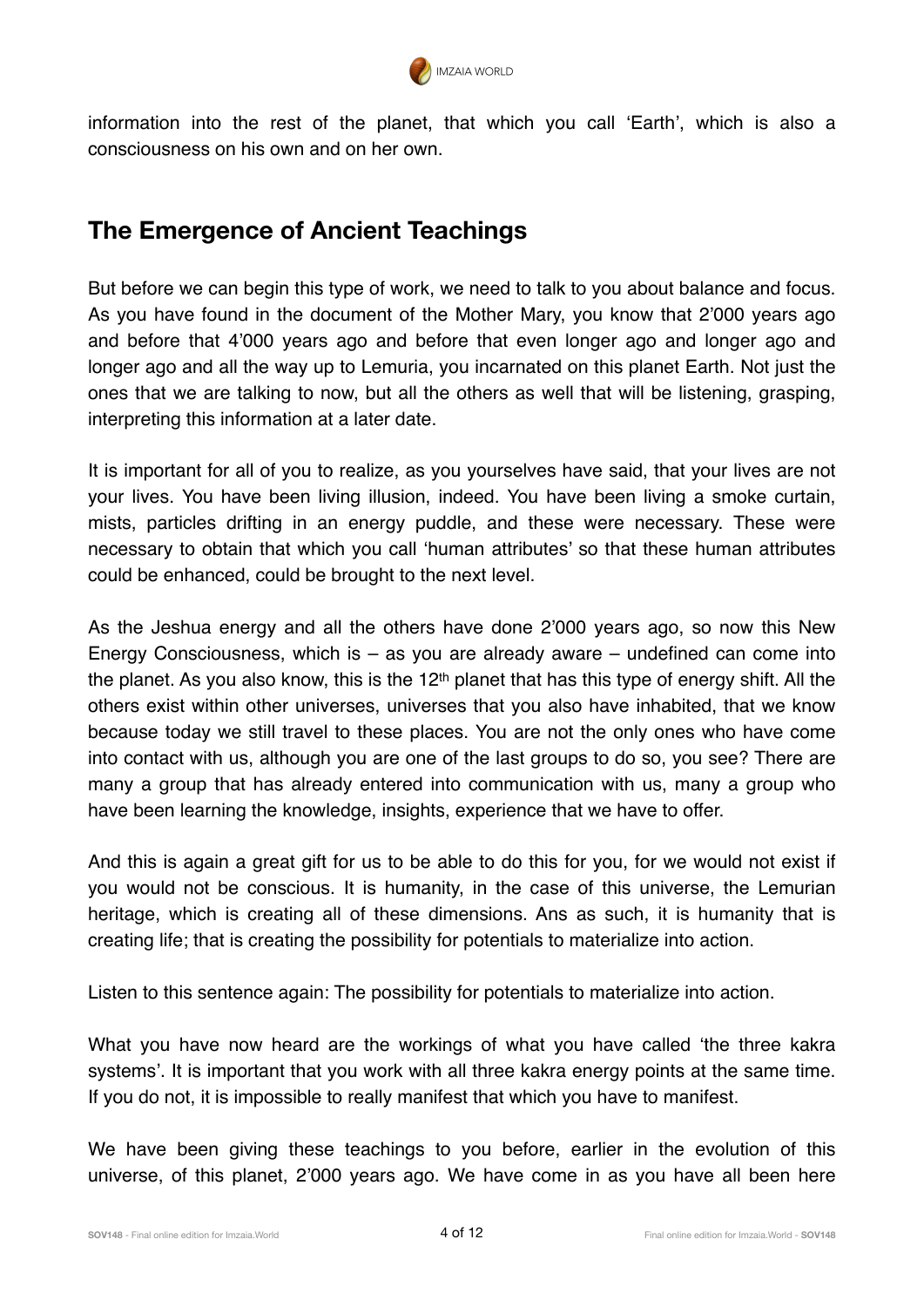information into the rest of the planet, that which you call 'Earth', which is also a consciousness on his own and on her own.

## The Emergence of Ancient Teachings

But before we can begin this type of work, we need to talk to you about balance and focus. As you have found in the document of the Mother Mary, you know that 2'000 years ago and before that 4'000 years ago and before that even longer ago and longer ago and longer ago and all the way up to Lemuria, you incarnated on this planet Earth. Not just the ones that we are talking to now, but all the others as well that will be listening, grasping, interpreting this information at a later date.

It is important for all of you to realize, as you yourselves have said, that your lives are not your lives. You have been living illusion, indeed. You have been living a smoke curtain, mists, particles drifting in an energy puddle, and these were necessary. These were necessary to obtain that which you call 'human attributes' so that these human attributes could be enhanced, could be brought to the next level.

As the Jeshua energy and all the others have done 2'000 years ago, so now this New Energy Consciousness, which is – as you are already aware – undefined can come into the planet. As you also know, this is the 12th planet that has this type of energy shift. All the others exist within other universes, universes that you also have inhabited, that we know because today we still travel to these places. You are not the only ones who have come into contact with us, although you are one of the last groups to do so, you see? There are many a group that has already entered into communication with us, many a group who have been learning the knowledge, insights, experience that we have to offer.

And this is again a great gift for us to be able to do this for you, for we would not exist if you would not be conscious. It is humanity, in the case of this universe, the Lemurian heritage, which is creating all of these dimensions. Ans as such, it is humanity that is creating life; that is creating the possibility for potentials to materialize into action.

Listen to this sentence again: The possibility for potentials to materialize into action.

What you have now heard are the workings of what you have called 'the three kakra systems'. It is important that you work with all three kakra energy points at the same time. If you do not, it is impossible to really manifest that which you have to manifest.

We have been giving these teachings to you before, earlier in the evolution of this universe, of this planet, 2'000 years ago. We have come in as you have all been here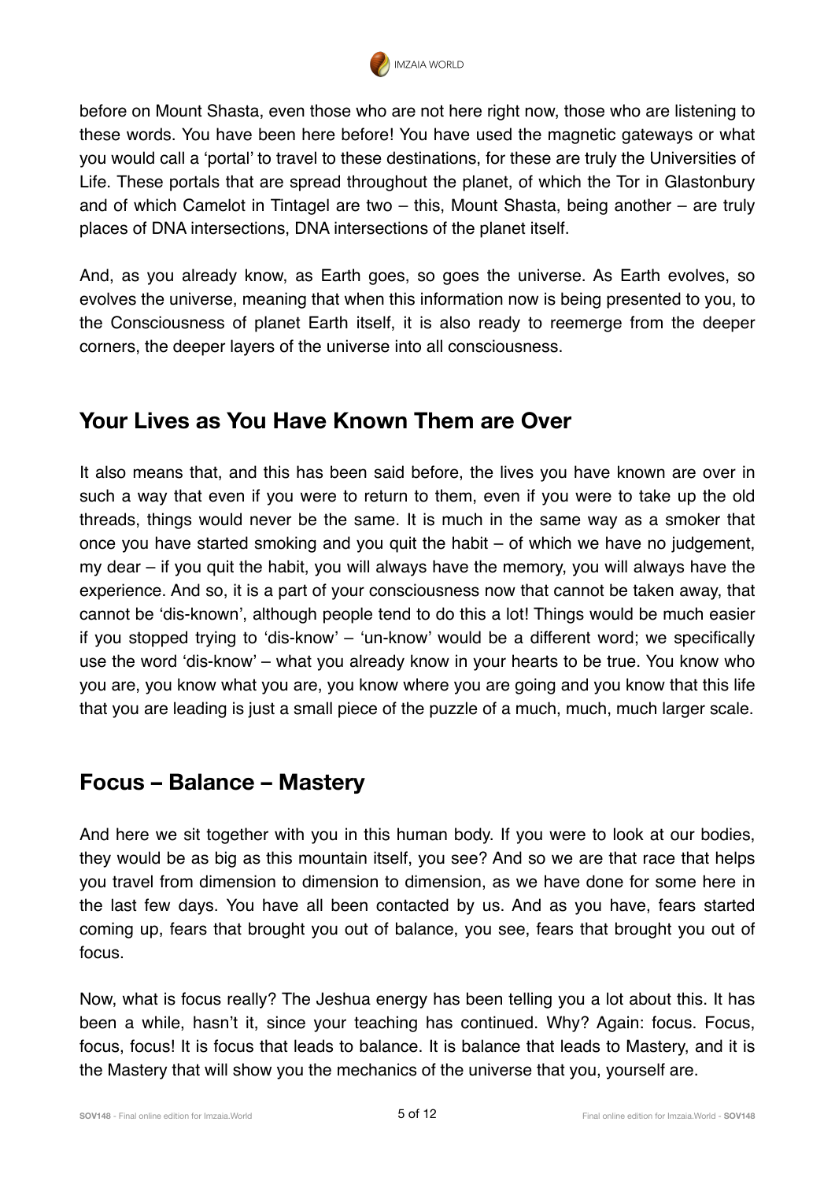before on Mount Shasta, even those who are not here right now, those who are listening to these words. You have been here before! You have used the magnetic gateways or what you would call a 'portal' to travel to these destinations, for these are truly the Universities of Life. These portals that are spread throughout the planet, of which the Tor in Glastonbury and of which Camelot in Tintagel are two – this, Mount Shasta, being another – are truly places of DNA intersections, DNA intersections of the planet itself.

And, as you already know, as Earth goes, so goes the universe. As Earth evolves, so evolves the universe, meaning that when this information now is being presented to you, to the Consciousness of planet Earth itself, it is also ready to reemerge from the deeper corners, the deeper layers of the universe into all consciousness.

## Your Lives as You Have Known Them are Over

It also means that, and this has been said before, the lives you have known are over in such a way that even if you were to return to them, even if you were to take up the old threads, things would never be the same. It is much in the same way as a smoker that once you have started smoking and you quit the habit – of which we have no judgement, my dear – if you quit the habit, you will always have the memory, you will always have the experience. And so, it is a part of your consciousness now that cannot be taken away, that cannot be 'dis-known', although people tend to do this a lot! Things would be much easier if you stopped trying to 'dis-know' – 'un-know' would be a different word; we specifically use the word 'dis-know' – what you already know in your hearts to be true. You know who you are, you know what you are, you know where you are going and you know that this life that you are leading is just a small piece of the puzzle of a much, much, much larger scale.

## Focus – Balance – Mastery

And here we sit together with you in this human body. If you were to look at our bodies, they would be as big as this mountain itself, you see? And so we are that race that helps you travel from dimension to dimension to dimension, as we have done for some here in the last few days. You have all been contacted by us. And as you have, fears started coming up, fears that brought you out of balance, you see, fears that brought you out of focus.

Now, what is focus really? The Jeshua energy has been telling you a lot about this. It has been a while, hasn't it, since your teaching has continued. Why? Again: focus. Focus, focus, focus! It is focus that leads to balance. It is balance that leads to Mastery, and it is the Mastery that will show you the mechanics of the universe that you, yourself are.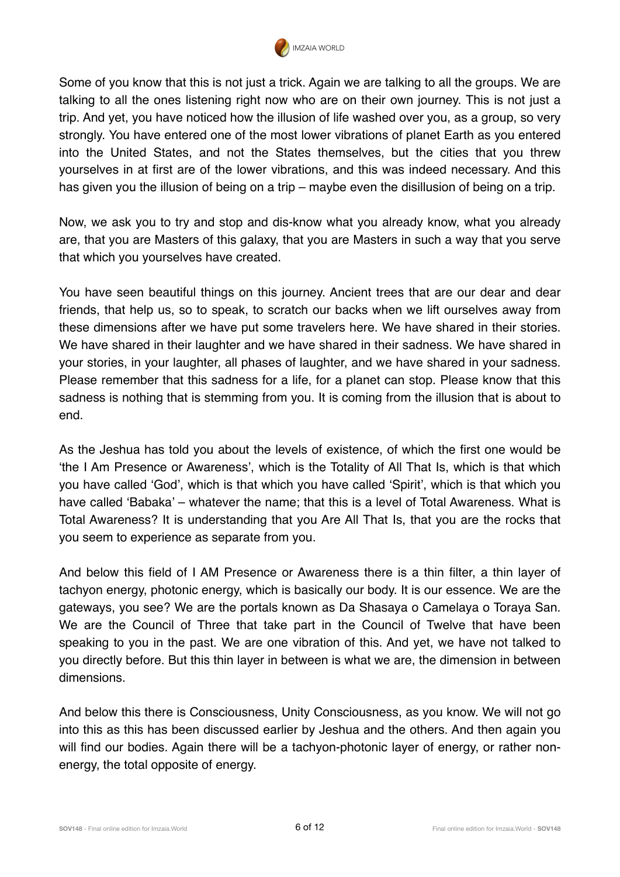Some of you know that this is not just a trick. Again we are talking to all the groups. We are talking to all the ones listening right now who are on their own journey. This is not just a trip. And yet, you have noticed how the illusion of life washed over you, as a group, so very strongly. You have entered one of the most lower vibrations of planet Earth as you entered into the United States, and not the States themselves, but the cities that you threw yourselves in at first are of the lower vibrations, and this was indeed necessary. And this has given you the illusion of being on a trip – maybe even the disillusion of being on a trip.

Now, we ask you to try and stop and dis-know what you already know, what you already are, that you are Masters of this galaxy, that you are Masters in such a way that you serve that which you yourselves have created.

You have seen beautiful things on this journey. Ancient trees that are our dear and dear friends, that help us, so to speak, to scratch our backs when we lift ourselves away from these dimensions after we have put some travelers here. We have shared in their stories. We have shared in their laughter and we have shared in their sadness. We have shared in your stories, in your laughter, all phases of laughter, and we have shared in your sadness. Please remember that this sadness for a life, for a planet can stop. Please know that this sadness is nothing that is stemming from you. It is coming from the illusion that is about to end.

As the Jeshua has told you about the levels of existence, of which the first one would be 'the I Am Presence or Awareness', which is the Totality of All That Is, which is that which you have called 'God', which is that which you have called 'Spirit', which is that which you have called 'Babaka' – whatever the name; that this is a level of Total Awareness. What is Total Awareness? It is understanding that you Are All That Is, that you are the rocks that you seem to experience as separate from you.

And below this field of I AM Presence or Awareness there is a thin filter, a thin layer of tachyon energy, photonic energy, which is basically our body. It is our essence. We are the gateways, you see? We are the portals known as Da Shasaya o Camelaya o Toraya San. We are the Council of Three that take part in the Council of Twelve that have been speaking to you in the past. We are one vibration of this. And yet, we have not talked to you directly before. But this thin layer in between is what we are, the dimension in between dimensions.

And below this there is Consciousness, Unity Consciousness, as you know. We will not go into this as this has been discussed earlier by Jeshua and the others. And then again you will find our bodies. Again there will be a tachyon-photonic layer of energy, or rather non-energy, the total opposite of energy.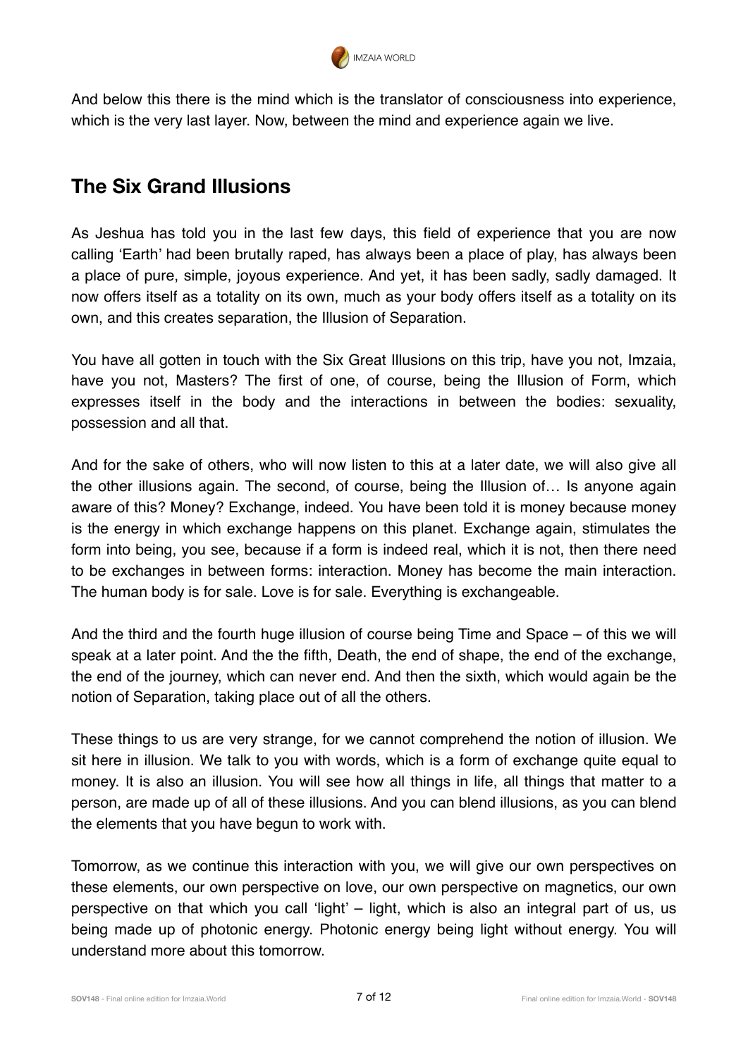And below this there is the mind which is the translator of consciousness into experience, which is the very last layer. Now, between the mind and experience again we live.

## The Six Grand Illusions

As Jeshua has told you in the last few days, this field of experience that you are now calling 'Earth' had been brutally raped, has always been a place of play, has always been a place of pure, simple, joyous experience. And yet, it has been sadly, sadly damaged. It now offers itself as a totality on its own, much as your body offers itself as a totality on its own, and this creates separation, the Illusion of Separation.

You have all gotten in touch with the Six Great Illusions on this trip, have you not, Imzaia, have you not, Masters? The first of one, of course, being the Illusion of Form, which expresses itself in the body and the interactions in between the bodies: sexuality, possession and all that.

And for the sake of others, who will now listen to this at a later date, we will also give all the other illusions again. The second, of course, being the Illusion of… Is anyone again aware of this? Money? Exchange, indeed. You have been told it is money because money is the energy in which exchange happens on this planet. Exchange again, stimulates the form into being, you see, because if a form is indeed real, which it is not, then there need to be exchanges in between forms: interaction. Money has become the main interaction. The human body is for sale. Love is for sale. Everything is exchangeable.

And the third and the fourth huge illusion of course being Time and Space – of this we will speak at a later point. And the the fifth, Death, the end of shape, the end of the exchange, the end of the journey, which can never end. And then the sixth, which would again be the notion of Separation, taking place out of all the others.

These things to us are very strange, for we cannot comprehend the notion of illusion. We sit here in illusion. We talk to you with words, which is a form of exchange quite equal to money. It is also an illusion. You will see how all things in life, all things that matter to a person, are made up of all of these illusions. And you can blend illusions, as you can blend the elements that you have begun to work with.

Tomorrow, as we continue this interaction with you, we will give our own perspectives on these elements, our own perspective on love, our own perspective on magnetics, our own perspective on that which you call 'light' – light, which is also an integral part of us, us being made up of photonic energy. Photonic energy being light without energy. You will understand more about this tomorrow.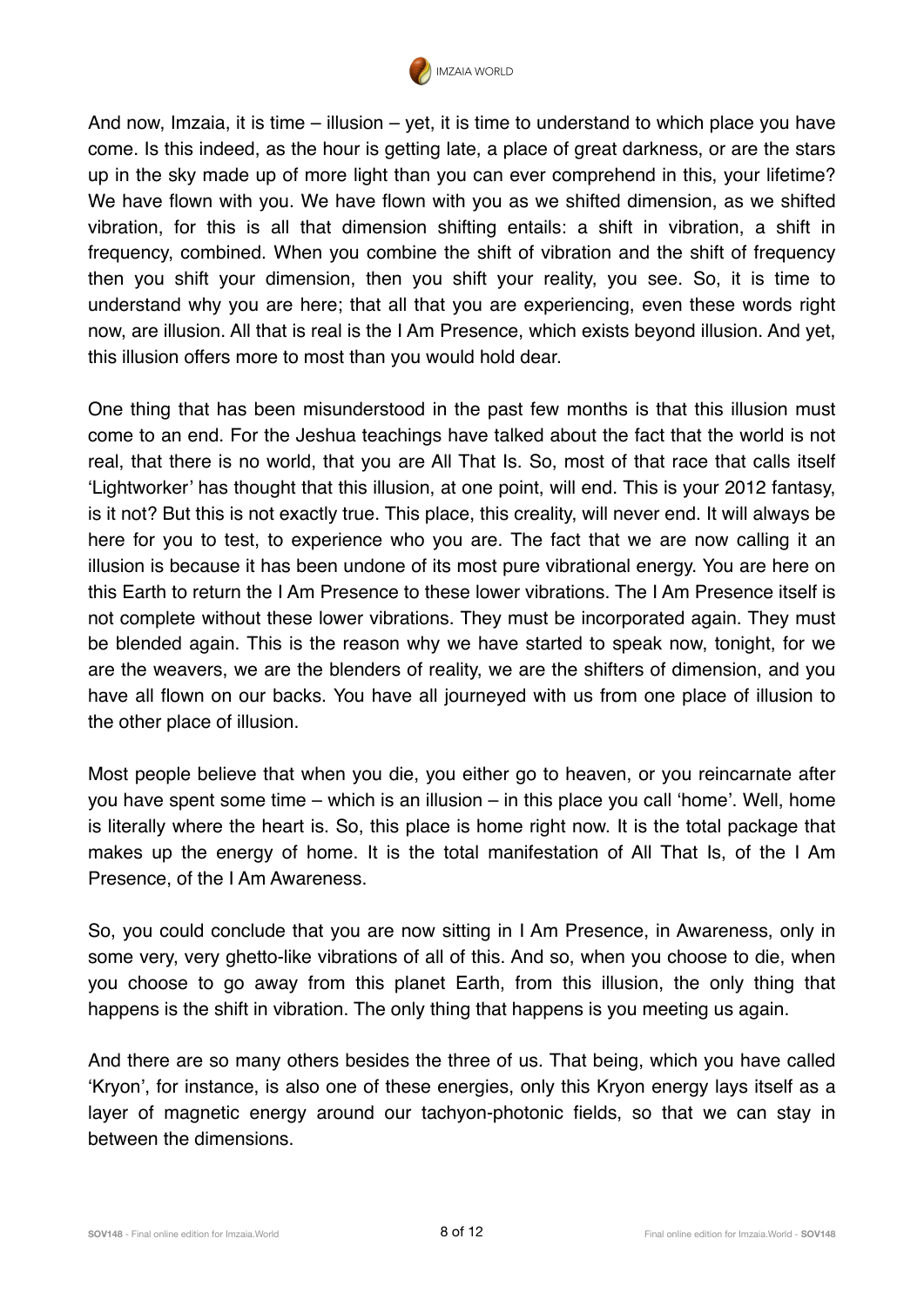And now, Imzaia, it is time – illusion – yet, it is time to understand to which place you have come. Is this indeed, as the hour is getting late, a place of great darkness, or are the stars up in the sky made up of more light than you can ever comprehend in this, your lifetime? We have flown with you. We have flown with you as we shifted dimension, as we shifted vibration, for this is all that dimension shifting entails: a shift in vibration, a shift in frequency, combined. When you combine the shift of vibration and the shift of frequency then you shift your dimension, then you shift your reality, you see. So, it is time to understand why you are here; that all that you are experiencing, even these words right now, are illusion. All that is real is the I Am Presence, which exists beyond illusion. And yet, this illusion offers more to most than you would hold dear.

One thing that has been misunderstood in the past few months is that this illusion must come to an end. For the Jeshua teachings have talked about the fact that the world is not real, that there is no world, that you are All That Is. So, most of that race that calls itself 'Lightworker' has thought that this illusion, at one point, will end. This is your 2012 fantasy, is it not? But this is not exactly true. This place, this creality, will never end. It will always be here for you to test, to experience who you are. The fact that we are now calling it an illusion is because it has been undone of its most pure vibrational energy. You are here on this Earth to return the I Am Presence to these lower vibrations. The I Am Presence itself is not complete without these lower vibrations. They must be incorporated again. They must be blended again. This is the reason why we have started to speak now, tonight, for we are the weavers, we are the blenders of reality, we are the shifters of dimension, and you have all flown on our backs. You have all journeyed with us from one place of illusion to the other place of illusion.

Most people believe that when you die, you either go to heaven, or you reincarnate after you have spent some time – which is an illusion – in this place you call 'home'. Well, home is literally where the heart is. So, this place is home right now. It is the total package that makes up the energy of home. It is the total manifestation of All That Is, of the I Am Presence, of the I Am Awareness.

So, you could conclude that you are now sitting in I Am Presence, in Awareness, only in some very, very ghetto-like vibrations of all of this. And so, when you choose to die, when you choose to go away from this planet Earth, from this illusion, the only thing that happens is the shift in vibration. The only thing that happens is you meeting us again.

And there are so many others besides the three of us. That being, which you have called 'Kryon', for instance, is also one of these energies, only this Kryon energy lays itself as a layer of magnetic energy around our tachyon-photonic fields, so that we can stay in between the dimensions.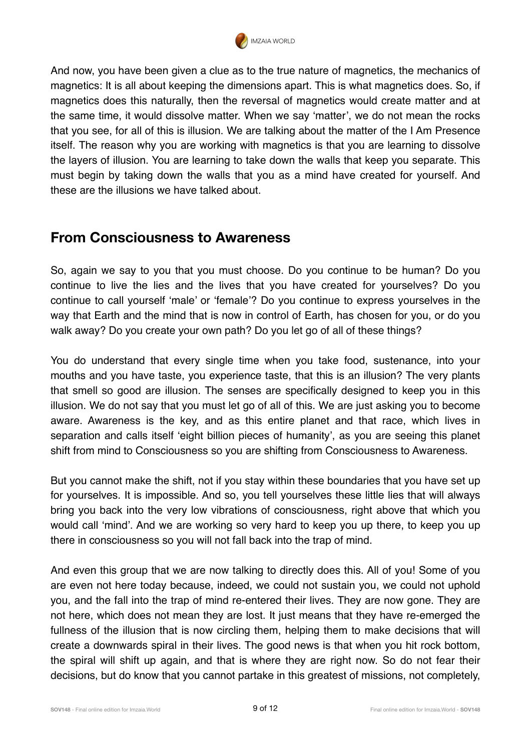And now, you have been given a clue as to the true nature of magnetics, the mechanics of magnetics: It is all about keeping the dimensions apart. This is what magnetics does. So, if magnetics does this naturally, then the reversal of magnetics would create matter and at the same time, it would dissolve matter. When we say 'matter', we do not mean the rocks that you see, for all of this is illusion. We are talking about the matter of the I Am Presence itself. The reason why you are working with magnetics is that you are learning to dissolve the layers of illusion. You are learning to take down the walls that keep you separate. This must begin by taking down the walls that you as a mind have created for yourself. And these are the illusions we have talked about.

## From Consciousness to Awareness

So, again we say to you that you must choose. Do you continue to be human? Do you continue to live the lies and the lives that you have created for yourselves? Do you continue to call yourself 'male' or 'female'? Do you continue to express yourselves in the way that Earth and the mind that is now in control of Earth, has chosen for you, or do you walk away? Do you create your own path? Do you let go of all of these things?

You do understand that every single time when you take food, sustenance, into your mouths and you have taste, you experience taste, that this is an illusion? The very plants that smell so good are illusion. The senses are specifically designed to keep you in this illusion. We do not say that you must let go of all of this. We are just asking you to become aware. Awareness is the key, and as this entire planet and that race, which lives in separation and calls itself 'eight billion pieces of humanity', as you are seeing this planet shift from mind to Consciousness so you are shifting from Consciousness to Awareness.

But you cannot make the shift, not if you stay within these boundaries that you have set up for yourselves. It is impossible. And so, you tell yourselves these little lies that will always bring you back into the very low vibrations of consciousness, right above that which you would call 'mind'. And we are working so very hard to keep you up there, to keep you up there in consciousness so you will not fall back into the trap of mind.

And even this group that we are now talking to directly does this. All of you! Some of you are even not here today because, indeed, we could not sustain you, we could not uphold you, and the fall into the trap of mind re-entered their lives. They are now gone. They are not here, which does not mean they are lost. It just means that they have re-emerged the fullness of the illusion that is now circling them, helping them to make decisions that will create a downwards spiral in their lives. The good news is that when you hit rock bottom, the spiral will shift up again, and that is where they are right now. So do not fear their decisions, but do know that you cannot partake in this greatest of missions, not completely,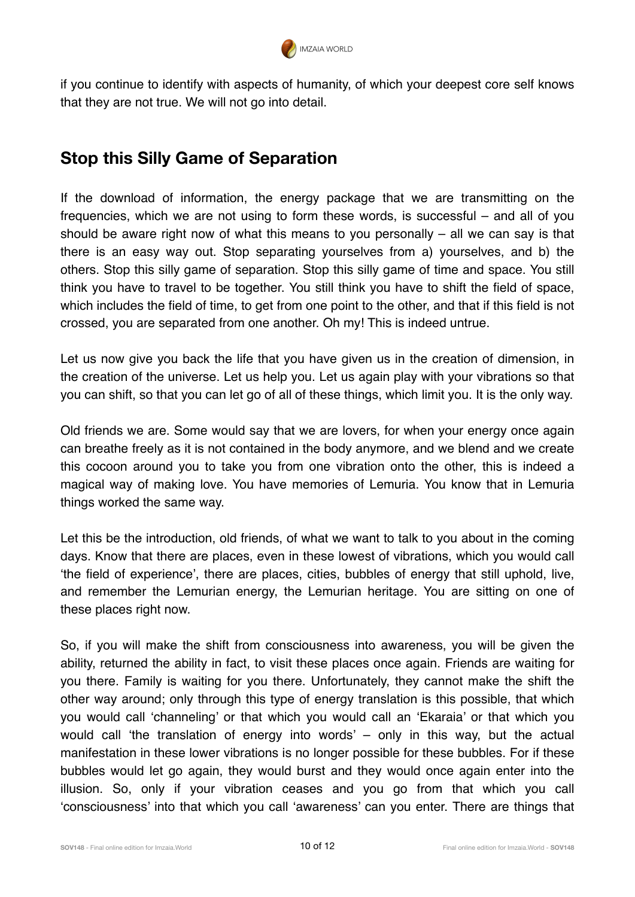if you continue to identify with aspects of humanity, of which your deepest core self knows that they are not true. We will not go into detail.

## Stop this Silly Game of Separation

If the download of information, the energy package that we are transmitting on the frequencies, which we are not using to form these words, is successful – and all of you should be aware right now of what this means to you personally – all we can say is that there is an easy way out. Stop separating yourselves from a) yourselves, and b) the others. Stop this silly game of separation. Stop this silly game of time and space. You still think you have to travel to be together. You still think you have to shift the field of space, which includes the field of time, to get from one point to the other, and that if this field is not crossed, you are separated from one another. Oh my! This is indeed untrue.

Let us now give you back the life that you have given us in the creation of dimension, in the creation of the universe. Let us help you. Let us again play with your vibrations so that you can shift, so that you can let go of all of these things, which limit you. It is the only way.

Old friends we are. Some would say that we are lovers, for when your energy once again can breathe freely as it is not contained in the body anymore, and we blend and we create this cocoon around you to take you from one vibration onto the other, this is indeed a magical way of making love. You have memories of Lemuria. You know that in Lemuria things worked the same way.

Let this be the introduction, old friends, of what we want to talk to you about in the coming days. Know that there are places, even in these lowest of vibrations, which you would call 'the field of experience', there are places, cities, bubbles of energy that still uphold, live, and remember the Lemurian energy, the Lemurian heritage. You are sitting on one of these places right now.

So, if you will make the shift from consciousness into awareness, you will be given the ability, returned the ability in fact, to visit these places once again. Friends are waiting for you there. Family is waiting for you there. Unfortunately, they cannot make the shift the other way around; only through this type of energy translation is this possible, that which you would call 'channeling' or that which you would call an 'Ekaraia' or that which you would call 'the translation of energy into words' – only in this way, but the actual manifestation in these lower vibrations is no longer possible for these bubbles. For if these bubbles would let go again, they would burst and they would once again enter into the illusion. So, only if your vibration ceases and you go from that which you call 'consciousness' into that which you call 'awareness' can you enter. There are things that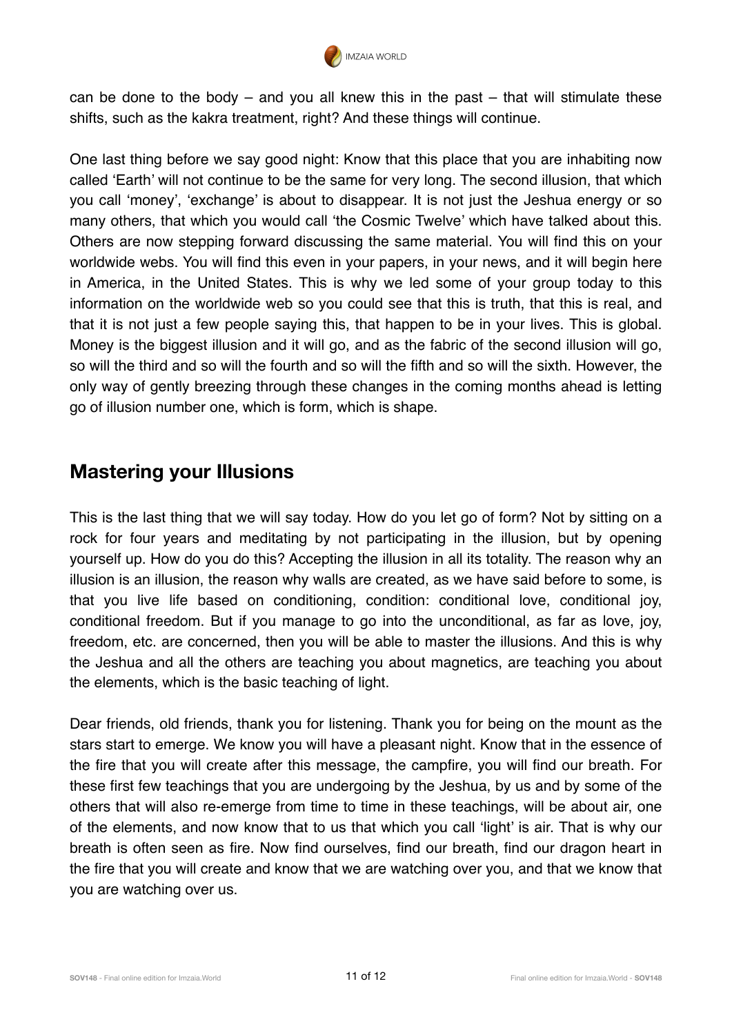can be done to the body – and you all knew this in the past – that will stimulate these shifts, such as the kakra treatment, right? And these things will continue.

One last thing before we say good night: Know that this place that you are inhabiting now called 'Earth' will not continue to be the same for very long. The second illusion, that which you call 'money', 'exchange' is about to disappear. It is not just the Jeshua energy or so many others, that which you would call 'the Cosmic Twelve' which have talked about this. Others are now stepping forward discussing the same material. You will find this on your worldwide webs. You will find this even in your papers, in your news, and it will begin here in America, in the United States. This is why we led some of your group today to this information on the worldwide web so you could see that this is truth, that this is real, and that it is not just a few people saying this, that happen to be in your lives. This is global. Money is the biggest illusion and it will go, and as the fabric of the second illusion will go, so will the third and so will the fourth and so will the fifth and so will the sixth. However, the only way of gently breezing through these changes in the coming months ahead is letting go of illusion number one, which is form, which is shape.

## Mastering your Illusions

This is the last thing that we will say today. How do you let go of form? Not by sitting on a rock for four years and meditating by not participating in the illusion, but by opening yourself up. How do you do this? Accepting the illusion in all its totality. The reason why an illusion is an illusion, the reason why walls are created, as we have said before to some, is that you live life based on conditioning, condition: conditional love, conditional joy, conditional freedom. But if you manage to go into the unconditional, as far as love, joy, freedom, etc. are concerned, then you will be able to master the illusions. And this is why the Jeshua and all the others are teaching you about magnetics, are teaching you about the elements, which is the basic teaching of light.

Dear friends, old friends, thank you for listening. Thank you for being on the mount as the stars start to emerge. We know you will have a pleasant night. Know that in the essence of the fire that you will create after this message, the campfire, you will find our breath. For these first few teachings that you are undergoing by the Jeshua, by us and by some of the others that will also re-emerge from time to time in these teachings, will be about air, one of the elements, and now know that to us that which you call 'light' is air. That is why our breath is often seen as fire. Now find ourselves, find our breath, find our dragon heart in the fire that you will create and know that we are watching over you, and that we know that you are watching over us.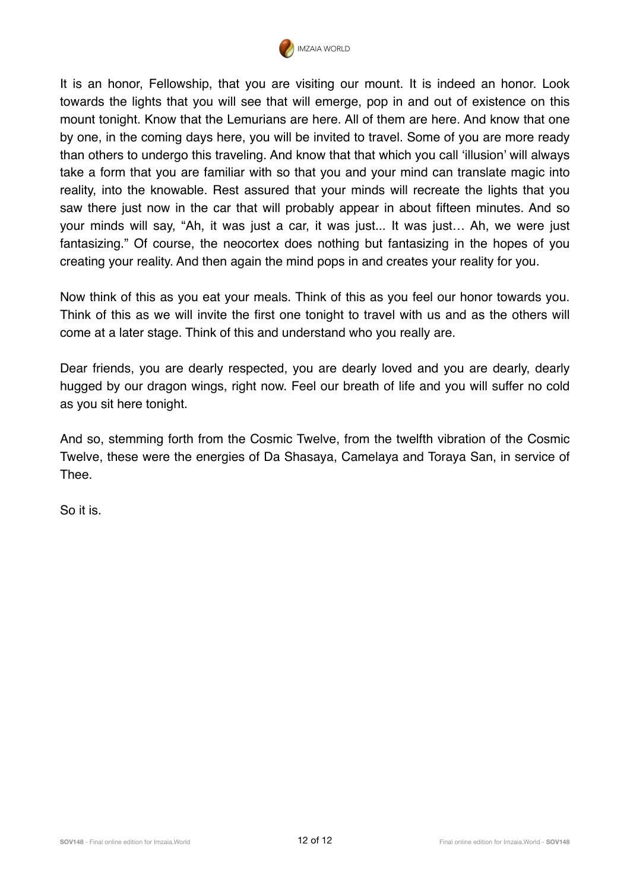It is an honor, Fellowship, that you are visiting our mount. It is indeed an honor. Look towards the lights that you will see that will emerge, pop in and out of existence on this mount tonight. Know that the Lemurians are here. All of them are here. And know that one by one, in the coming days here, you will be invited to travel. Some of you are more ready than others to undergo this traveling. And know that that which you call 'illusion' will always take a form that you are familiar with so that you and your mind can translate magic into reality, into the knowable. Rest assured that your minds will recreate the lights that you saw there just now in the car that will probably appear in about fifteen minutes. And so your minds will say, "Ah, it was just a car, it was just... It was just… Ah, we were just fantasizing." Of course, the neocortex does nothing but fantasizing in the hopes of you creating your reality. And then again the mind pops in and creates your reality for you.

Now think of this as you eat your meals. Think of this as you feel our honor towards you. Think of this as we will invite the first one tonight to travel with us and as the others will come at a later stage. Think of this and understand who you really are.

Dear friends, you are dearly respected, you are dearly loved and you are dearly, dearly hugged by our dragon wings, right now. Feel our breath of life and you will suffer no cold as you sit here tonight.

And so, stemming forth from the Cosmic Twelve, from the twelfth vibration of the Cosmic Twelve, these were the energies of Da Shasaya, Camelaya and Toraya San, in service of Thee.

So it is.